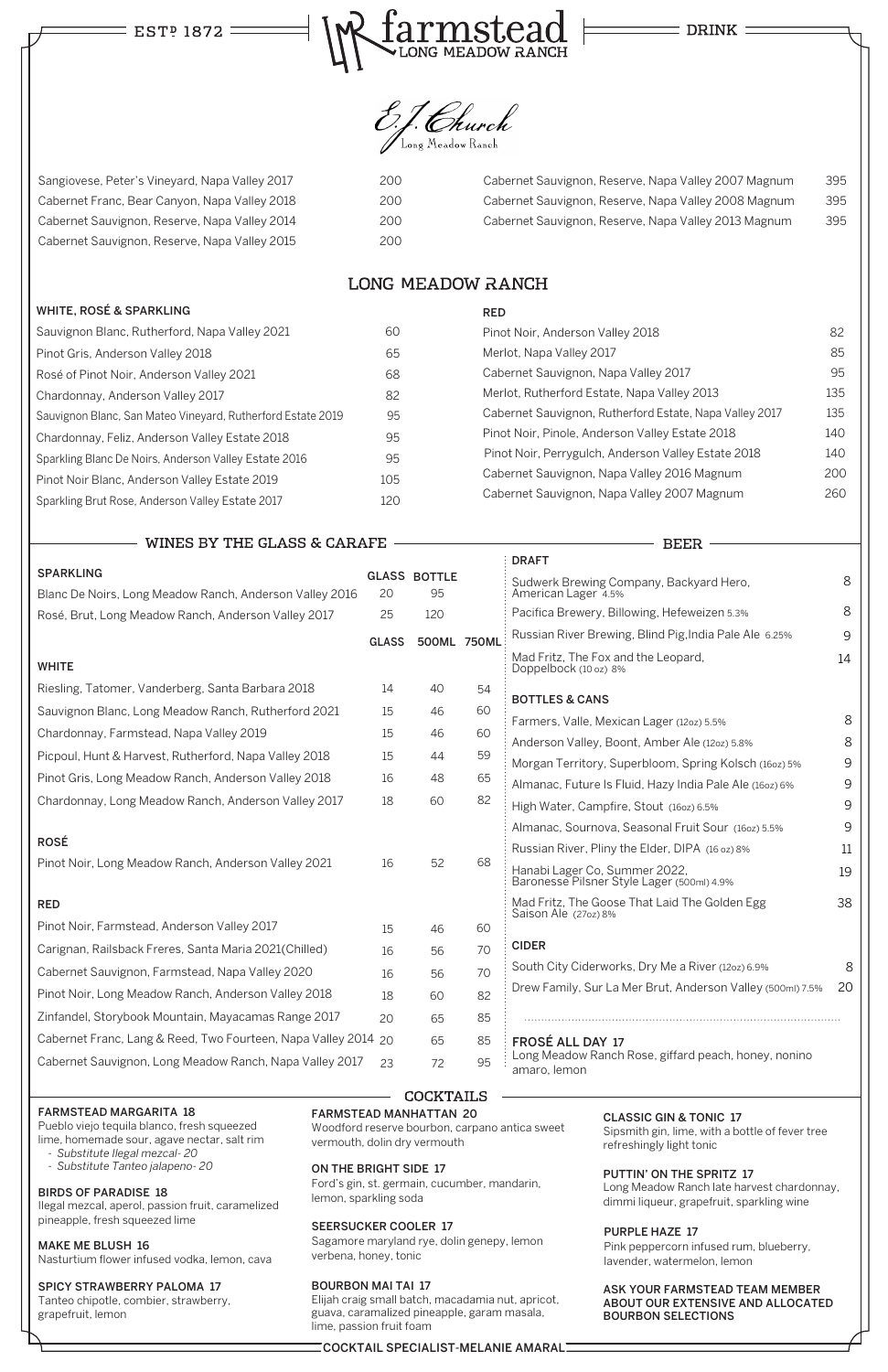ESTD 1872 — farmstead LONG MEADOW RANCH — DRINK

## E.J. Church Long Meadow Ranch

| | |
|---|---|
| Sangiovese, Peter's Vineyard, Napa Valley 2017 | 200 |
| Cabernet Franc, Bear Canyon, Napa Valley 2018 | 200 |
| Cabernet Sauvignon, Reserve, Napa Valley 2014 | 200 |
| Cabernet Sauvignon, Reserve, Napa Valley 2015 | 200 |
| Cabernet Sauvignon, Reserve, Napa Valley 2007 Magnum | 395 |
| Cabernet Sauvignon, Reserve, Napa Valley 2008 Magnum | 395 |
| Cabernet Sauvignon, Reserve, Napa Valley 2013 Magnum | 395 |

## LONG MEADOW RANCH

### WHITE, ROSÉ & SPARKLING

| | |
|---|---|
| Sauvignon Blanc, Rutherford, Napa Valley 2021 | 60 |
| Pinot Gris, Anderson Valley 2018 | 65 |
| Rosé of Pinot Noir, Anderson Valley 2021 | 68 |
| Chardonnay, Anderson Valley 2017 | 82 |
| Sauvignon Blanc, San Mateo Vineyard, Rutherford Estate 2019 | 95 |
| Chardonnay, Feliz, Anderson Valley Estate 2018 | 95 |
| Sparkling Blanc De Noirs, Anderson Valley Estate 2016 | 95 |
| Pinot Noir Blanc, Anderson Valley Estate 2019 | 105 |
| Sparkling Brut Rose, Anderson Valley Estate 2017 | 120 |

### RED

| | |
|---|---|
| Pinot Noir, Anderson Valley 2018 | 82 |
| Merlot, Napa Valley 2017 | 85 |
| Cabernet Sauvignon, Napa Valley 2017 | 95 |
| Merlot, Rutherford Estate, Napa Valley 2013 | 135 |
| Cabernet Sauvignon, Rutherford Estate, Napa Valley 2017 | 135 |
| Pinot Noir, Pinole, Anderson Valley Estate 2018 | 140 |
| Pinot Noir, Perrygulch, Anderson Valley Estate 2018 | 140 |
| Cabernet Sauvignon, Napa Valley 2016 Magnum | 200 |
| Cabernet Sauvignon, Napa Valley 2007 Magnum | 260 |

## WINES BY THE GLASS & CARAFE

### SPARKLING

| | GLASS | BOTTLE |
|---|---|---|
| Blanc De Noirs, Long Meadow Ranch, Anderson Valley 2016 | 20 | 95 |
| Rosé, Brut, Long Meadow Ranch, Anderson Valley 2017 | 25 | 120 |

### WHITE

| | GLASS | 500ML | 750ML |
|---|---|---|---|
| Riesling, Tatomer, Vanderberg, Santa Barbara 2018 | 14 | 40 | 54 |
| Sauvignon Blanc, Long Meadow Ranch, Rutherford 2021 | 15 | 46 | 60 |
| Chardonnay, Farmstead, Napa Valley 2019 | 15 | 46 | 60 |
| Picpoul, Hunt & Harvest, Rutherford, Napa Valley 2018 | 15 | 44 | 59 |
| Pinot Gris, Long Meadow Ranch, Anderson Valley 2018 | 16 | 48 | 65 |
| Chardonnay, Long Meadow Ranch, Anderson Valley 2017 | 18 | 60 | 82 |

### ROSÉ

| | GLASS | 500ML | 750ML |
|---|---|---|---|
| Pinot Noir, Long Meadow Ranch, Anderson Valley 2021 | 16 | 52 | 68 |

### RED

| | GLASS | 500ML | 750ML |
|---|---|---|---|
| Pinot Noir, Farmstead, Anderson Valley 2017 | 15 | 46 | 60 |
| Carignan, Railsback Freres, Santa Maria 2021(Chilled) | 16 | 56 | 70 |
| Cabernet Sauvignon, Farmstead, Napa Valley 2020 | 16 | 56 | 70 |
| Pinot Noir, Long Meadow Ranch, Anderson Valley 2018 | 18 | 60 | 82 |
| Zinfandel, Storybook Mountain, Mayacamas Range 2017 | 20 | 65 | 85 |
| Cabernet Franc, Lang & Reed, Two Fourteen, Napa Valley 2014 | 20 | 65 | 85 |
| Cabernet Sauvignon, Long Meadow Ranch, Napa Valley 2017 | 23 | 72 | 95 |

## BEER

### DRAFT

| | |
|---|---|
| Sudwerk Brewing Company, Backyard Hero, American Lager 4.5% | 8 |
| Pacifica Brewery, Billowing, Hefeweizen 5.3% | 8 |
| Russian River Brewing, Blind Pig, India Pale Ale 6.25% | 9 |
| Mad Fritz, The Fox and the Leopard, Doppelbock (10 oz) 8% | 14 |

### BOTTLES & CANS

| | |
|---|---|
| Farmers, Valle, Mexican Lager (12oz) 5.5% | 8 |
| Anderson Valley, Boont, Amber Ale (12oz) 5.8% | 8 |
| Morgan Territory, Superbloom, Spring Kolsch (16oz) 5% | 9 |
| Almanac, Future Is Fluid, Hazy India Pale Ale (16oz) 6% | 9 |
| High Water, Campfire, Stout (16oz) 6.5% | 9 |
| Almanac, Sournova, Seasonal Fruit Sour (16oz) 5.5% | 9 |
| Russian River, Pliny the Elder, DIPA (16 oz) 8% | 11 |
| Hanabi Lager Co, Summer 2022, Baronesse Pilsner Style Lager (500ml) 4.9% | 19 |
| Mad Fritz, The Goose That Laid The Golden Egg Saison Ale (27oz) 8% | 38 |

### CIDER

| | |
|---|---|
| South City Ciderworks, Dry Me a River (12oz) 6.9% | 8 |
| Drew Family, Sur La Mer Brut, Anderson Valley (500ml) 7.5% | 20 |

### FROSÉ ALL DAY 17
Long Meadow Ranch Rose, giffard peach, honey, nonino amaro, lemon

## COCKTAILS

**FARMSTEAD MARGARITA 18**
Pueblo viejo tequila blanco, fresh squeezed lime, homemade sour, agave nectar, salt rim
- *Substitute Ilegal mezcal- 20*
- *Substitute Tanteo jalapeno- 20*

**BIRDS OF PARADISE 18**
Ilegal mezcal, aperol, passion fruit, caramelized pineapple, fresh squeezed lime

**MAKE ME BLUSH 16**
Nasturtium flower infused vodka, lemon, cava

**SPICY STRAWBERRY PALOMA 17**
Tanteo chipotle, combier, strawberry, grapefruit, lemon

**FARMSTEAD MANHATTAN 20**
Woodford reserve bourbon, carpano antica sweet vermouth, dolin dry vermouth

**ON THE BRIGHT SIDE 17**
Ford's gin, st. germain, cucumber, mandarin, lemon, sparkling soda

**SEERSUCKER COOLER 17**
Sagamore maryland rye, dolin genepy, lemon verbena, honey, tonic

**BOURBON MAI TAI 17**
Elijah craig small batch, macadamia nut, apricot, guava, caramalized pineapple, garam masala, lime, passion fruit foam

**CLASSIC GIN & TONIC 17**
Sipsmith gin, lime, with a bottle of fever tree refreshingly light tonic

**PUTTIN' ON THE SPRITZ 17**
Long Meadow Ranch late harvest chardonnay, dimmi liqueur, grapefruit, sparkling wine

**PURPLE HAZE 17**
Pink peppercorn infused rum, blueberry, lavender, watermelon, lemon

**ASK YOUR FARMSTEAD TEAM MEMBER ABOUT OUR EXTENSIVE AND ALLOCATED BOURBON SELECTIONS**

COCKTAIL SPECIALIST-MELANIE AMARAL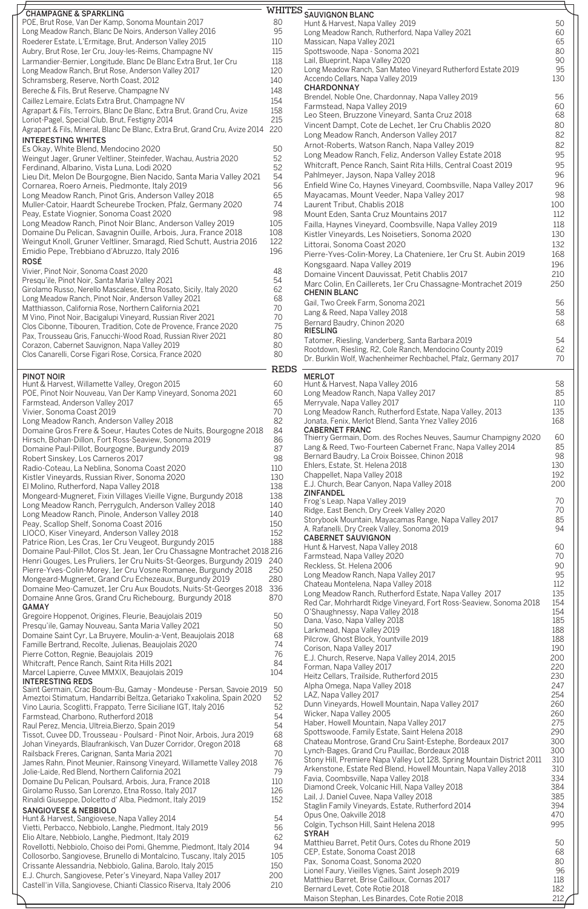# WHITES

## CHAMPAGNE & SPARKLING

| | |
|---|---|
| POE, Brut Rose, Van Der Kamp, Sonoma Mountain 2017 | 80 |
| Long Meadow Ranch, Blanc De Noirs, Anderson Valley 2016 | 95 |
| Roederer Estate, L'Ermitage, Brut, Anderson Valley 2015 | 110 |
| Aubry, Brut Rose, 1er Cru, Jouy-les-Reims, Champagne NV | 115 |
| Larmandier-Bernier, Longitude, Blanc De Blanc Extra Brut, 1er Cru | 118 |
| Long Meadow Ranch, Brut Rose, Anderson Valley 2017 | 120 |
| Schramsberg, Reserve, North Coast, 2012 | 140 |
| Bereche & Fils, Brut Reserve, Champagne NV | 148 |
| Caillez Lemaire, Eclats Extra Brut, Champagne NV | 154 |
| Agrapart & Fils, Terroirs, Blanc De Blanc, Extra Brut, Grand Cru, Avize | 158 |
| Loriot-Pagel, Special Club, Brut, Festigny 2014 | 215 |
| Agrapart & Fils, Mineral, Blanc De Blanc, Extra Brut, Grand Cru, Avize 2014 | 220 |

## INTERESTING WHITES

| | |
|---|---|
| Es Okay, White Blend, Mendocino 2020 | 50 |
| Weingut Jager, Gruner Veltliner, Steinfeder, Wachau, Austria 2020 | 52 |
| Ferdinand, Albarino, Vista Luna, Lodi 2020 | 52 |
| Lieu Dit, Melon De Bourgogne, Bien Nacido, Santa Maria Valley 2021 | 54 |
| Cornarea, Roero Arneis, Piedmonte, Italy 2019 | 56 |
| Long Meadow Ranch, Pinot Gris, Anderson Valley 2018 | 65 |
| Muller-Catoir, Haardt Scheurebe Trocken, Pfalz, Germany 2020 | 74 |
| Peay, Estate Viognier, Sonoma Coast 2020 | 98 |
| Long Meadow Ranch, Pinot Noir Blanc, Anderson Valley 2019 | 105 |
| Domaine Du Pelican, Savagnin Ouille, Arbois, Jura, France 2018 | 108 |
| Weingut Knoll, Gruner Veltliner, Smaragd, Ried Schutt, Austria 2016 | 122 |
| Emidio Pepe, Trebbiano d'Abruzzo, Italy 2016 | 196 |

## ROSÉ

| | |
|---|---|
| Vivier, Pinot Noir, Sonoma Coast 2020 | 48 |
| Presqu'ile, Pinot Noir, Santa Maria Valley 2021 | 54 |
| Girolamo Russo, Nerello Mascalese, Etna Rosato, Sicily, Italy 2020 | 62 |
| Long Meadow Ranch, Pinot Noir, Anderson Valley 2021 | 68 |
| Matthiasson, California Rose, Northern California 2021 | 70 |
| M Vino, Pinot Noir, Bacigalupi Vineyard, Russian River 2021 | 70 |
| Clos Cibonne, Tibouren, Tradition, Cote de Provence, France 2020 | 75 |
| Pax, Trousseau Gris, Fanucchi-Wood Road, Russian River 2021 | 80 |
| Corazon, Cabernet Sauvignon, Napa Valley 2019 | 80 |
| Clos Canarelli, Corse Figari Rose, Corsica, France 2020 | 80 |

## SAUVIGNON BLANC

| | |
|---|---|
| Hunt & Harvest, Napa Valley 2019 | 50 |
| Long Meadow Ranch, Rutherford, Napa Valley 2021 | 60 |
| Massican, Napa Valley 2021 | 65 |
| Spottswoode, Napa - Sonoma 2021 | 80 |
| Lail, Blueprint, Napa Valley 2020 | 90 |
| Long Meadow Ranch, San Mateo Vineyard Rutherford Estate 2019 | 95 |
| Accendo Cellars, Napa Valley 2019 | 130 |

## CHARDONNAY

| | |
|---|---|
| Brendel, Noble One, Chardonnay, Napa Valley 2019 | 56 |
| Farmstead, Napa Valley 2019 | 60 |
| Leo Steen, Bruzzone Vineyard, Santa Cruz 2018 | 68 |
| Vincent Dampt, Cote de Lechet, 1er Cru Chablis 2020 | 80 |
| Long Meadow Ranch, Anderson Valley 2017 | 82 |
| Arnot-Roberts, Watson Ranch, Napa Valley 2019 | 82 |
| Long Meadow Ranch, Feliz, Anderson Valley Estate 2018 | 95 |
| Whitcraft, Pence Ranch, Saint Rita Hills, Central Coast 2019 | 95 |
| Pahlmeyer, Jayson, Napa Valley 2018 | 96 |
| Enfield Wine Co, Haynes Vineyard, Coombsville, Napa Valley 2017 | 96 |
| Mayacamas, Mount Veeder, Napa Valley 2017 | 98 |
| Laurent Tribut, Chablis 2018 | 100 |
| Mount Eden, Santa Cruz Mountains 2017 | 112 |
| Failla, Haynes Vineyard, Coombsville, Napa Valley 2019 | 118 |
| Kistler Vineyards, Les Noisetiers, Sonoma 2020 | 130 |
| Littorai, Sonoma Coast 2020 | 132 |
| Pierre-Yves-Colin-Morey, La Chateniere, 1er Cru St. Aubin 2019 | 168 |
| Kongsgaard. Napa Valley 2019 | 196 |
| Domaine Vincent Dauvissat, Petit Chablis 2017 | 210 |
| Marc Colin, En Caillerets, 1er Cru Chassagne-Montrachet 2019 | 250 |

## CHENIN BLANC

| | |
|---|---|
| Gail, Two Creek Farm, Sonoma 2021 | 56 |
| Lang & Reed, Napa Valley 2018 | 58 |
| Bernard Baudry, Chinon 2020 | 68 |

## RIESLING

| | |
|---|---|
| Tatomer, Riesling, Vanderberg, Santa Barbara 2019 | 54 |
| Rootdown, Riesling, R2, Cole Ranch, Mendocino County 2019 | 62 |
| Dr. Burklin Wolf, Wachenheimer Rechbachel, Pfalz, Germany 2017 | 70 |

# REDS

## PINOT NOIR

| | |
|---|---|
| Hunt & Harvest, Willamette Valley, Oregon 2015 | 60 |
| POE, Pinot Noir Nouveau, Van Der Kamp Vineyard, Sonoma 2021 | 60 |
| Farmstead, Anderson Valley 2017 | 65 |
| Vivier, Sonoma Coast 2019 | 70 |
| Long Meadow Ranch, Anderson Valley 2018 | 82 |
| Domaine Gros Frere & Soeur, Hautes Cotes de Nuits, Bourgogne 2018 | 84 |
| Hirsch, Bohan-Dillon, Fort Ross-Seaview, Sonoma 2019 | 86 |
| Domaine Paul-Pillot, Bourgogne, Burgundy 2019 | 87 |
| Robert Sinskey, Los Carneros 2017 | 98 |
| Radio-Coteau, La Neblina, Sonoma Coast 2020 | 110 |
| Kistler Vineyards, Russian River, Sonoma 2020 | 130 |
| El Molino, Rutherford, Napa Valley 2018 | 138 |
| Mongeard-Mugneret, Fixin Villages Vieille Vigne, Burgundy 2018 | 138 |
| Long Meadow Ranch, Perrygulch, Anderson Valley 2018 | 140 |
| Long Meadow Ranch, Pinole, Anderson Valley 2018 | 140 |
| Peay, Scallop Shelf, Sonoma Coast 2016 | 150 |
| LIOCO, Kiser Vineyard, Anderson Valley 2018 | 152 |
| Patrice Rion, Les Cras, 1er Cru Veugeot, Burgundy 2015 | 188 |
| Domaine Paul-Pillot, Clos St. Jean, 1er Cru Chassagne Montrachet 2018 | 216 |
| Henri Gouges, Les Pruliers, 1er Cru Nuits-St-Georges, Burgundy 2019 | 240 |
| Pierre-Yves-Colin-Morey, 1er Cru Vosne Romanee, Burgundy 2018 | 250 |
| Mongeard-Mugneret, Grand Cru Echezeaux, Burgundy 2019 | 280 |
| Domaine Meo-Camuzet, 1er Cru Aux Boudots, Nuits-St-Georges 2018 | 336 |
| Domaine Anne Gros, Grand Cru Richebourg, Burgundy 2018 | 870 |

## GAMAY

| | |
|---|---|
| Gregoire Hoppenot, Origines, Fleurie, Beaujolais 2019 | 50 |
| Presqu'ile, Gamay Nouveau, Santa Maria Valley 2021 | 50 |
| Domaine Saint Cyr, La Bruyere, Moulin-a-Vent, Beaujolais 2018 | 68 |
| Famille Bertrand, Recolte, Julienas, Beaujolais 2020 | 74 |
| Pierre Cotton, Regnie, Beaujolais 2019 | 76 |
| Whitcraft, Pence Ranch, Saint Rita Hills 2021 | 84 |
| Marcel Lapierre, Cuvee MMXIX, Beaujolais 2019 | 104 |

## INTERESTING REDS

| | |
|---|---|
| Saint Germain, Crac Boum-Bu, Gamay - Mondeuse - Persan, Savoie 2019 | 50 |
| Ameztoi Stimatum, Handarribi Beltza, Getariako Txakolina, Spain 2020 | 52 |
| Vino Lauria, Scoglitti, Frappato, Terre Siciliane IGT, Italy 2016 | 52 |
| Farmstead, Charbono, Rutherford 2018 | 54 |
| Raul Perez, Mencia, Ultreia,Bierzo, Spain 2019 | 54 |
| Tissot, Cuvee DD, Trousseau - Poulsard - Pinot Noir, Arbois, Jura 2019 | 68 |
| Johan Vineyards, Blaufrankisch, Van Duzer Corridor, Oregon 2018 | 68 |
| Railsback Freres, Carignan, Santa Maria 2021 | 70 |
| James Rahn, Pinot Meunier, Rainsong Vineyard, Willamette Valley 2018 | 76 |
| Jolie-Laide, Red Blend, Northern California 2021 | 79 |
| Domaine Du Pelican, Poulsard, Arbois, Jura, France 2018 | 110 |
| Girolamo Russo, San Lorenzo, Etna Rosso, Italy 2017 | 126 |
| Rinaldi Giuseppe, Dolcetto d' Alba, Piedmont, Italy 2019 | 152 |

## SANGIOVESE & NEBBIOLO

| | |
|---|---|
| Hunt & Harvest, Sangiovese, Napa Valley 2014 | 54 |
| Vietti, Perbacco, Nebbiolo, Langhe, Piedmont, Italy 2019 | 56 |
| Elio Altare, Nebbiolo, Langhe, Piedmont, Italy 2019 | 62 |
| Rovellotti, Nebbiolo, Choiso dei Pomi, Ghemme, Piedmont, Italy 2014 | 94 |
| Collosorbo, Sangiovese, Brunello di Montalcino, Tuscany, Italy 2015 | 105 |
| Crissante Alessandria, Nebbiolo, Galina, Barolo, Italy 2015 | 150 |
| E.J. Church, Sangiovese, Peter's Vineyard, Napa Valley 2017 | 200 |
| Castell'in Villa, Sangiovese, Chianti Classico Riserva, Italy 2006 | 210 |

## MERLOT

| | |
|---|---|
| Hunt & Harvest, Napa Valley 2016 | 58 |
| Long Meadow Ranch, Napa Valley 2017 | 85 |
| Merryvale, Napa Valley 2017 | 110 |
| Long Meadow Ranch, Rutherford Estate, Napa Valley, 2013 | 135 |
| Jonata, Fenix, Merlot Blend, Santa Ynez Valley 2016 | 168 |

## CABERNET FRANC

| | |
|---|---|
| Thierry Germain, Dom. des Roches Neuves, Saumur Champigny 2020 | 60 |
| Lang & Reed, Two-Fourteen Cabernet Franc, Napa Valley 2014 | 85 |
| Bernard Baudry, La Croix Boissee, Chinon 2018 | 98 |
| Ehlers, Estate, St. Helena 2018 | 130 |
| Chappellet, Napa Valley 2018 | 192 |
| E.J. Church, Bear Canyon, Napa Valley 2018 | 200 |

## ZINFANDEL

| | |
|---|---|
| Frog's Leap, Napa Valley 2019 | 70 |
| Ridge, East Bench, Dry Creek Valley 2020 | 70 |
| Storybook Mountain, Mayacamas Range, Napa Valley 2017 | 85 |
| A. Rafanelli, Dry Creek Valley, Sonoma 2019 | 94 |

## CABERNET SAUVIGNON

| | |
|---|---|
| Hunt & Harvest, Napa Valley 2018 | 60 |
| Farmstead, Napa Valley 2020 | 70 |
| Reckless, St. Helena 2006 | 90 |
| Long Meadow Ranch, Napa Valley 2017 | 95 |
| Chateau Montelena, Napa Valley 2018 | 112 |
| Long Meadow Ranch, Rutherford Estate, Napa Valley 2017 | 135 |
| Red Car, Mohrhardt Ridge Vineyard, Fort Ross-Seaview, Sonoma 2018 | 154 |
| O'Shaughnessy, Napa Valley 2018 | 154 |
| Dana, Vaso, Napa Valley 2018 | 185 |
| Larkmead, Napa Valley 2019 | 188 |
| Pilcrow, Ghost Block, Yountville 2019 | 188 |
| Corison, Napa Valley 2017 | 190 |
| E.J. Church, Reserve, Napa Valley 2014, 2015 | 200 |
| Forman, Napa Valley 2017 | 220 |
| Heitz Cellars, Trailside, Rutherford 2015 | 230 |
| Alpha Omega, Napa Valley 2018 | 247 |
| LAZ, Napa Valley 2017 | 254 |
| Dunn Vineyards, Howell Mountain, Napa Valley 2017 | 260 |
| Wicker, Napa Valley 2005 | 260 |
| Haber, Howell Mountain, Napa Valley 2017 | 275 |
| Spottswoode, Family Estate, Saint Helena 2018 | 290 |
| Chateau Montrose, Grand Cru Saint-Estephe, Bordeaux 2017 | 300 |
| Lynch-Bages, Grand Cru Pauillac, Bordeaux 2018 | 300 |
| Stony Hill, Premiere Napa Valley Lot 128, Spring Mountain District 2011 | 310 |
| Arkenstone, Estate Red Blend, Howell Mountain, Napa Valley 2018 | 310 |
| Favia, Coombsville, Napa Valley 2018 | 334 |
| Diamond Creek, Volcanic Hill, Napa Valley 2018 | 384 |
| Lail, J. Daniel Cuvee, Napa Valley 2018 | 385 |
| Staglin Family Vineyards, Estate, Rutherford 2014 | 394 |
| Opus One, Oakville 2018 | 470 |
| Colgin, Tychson Hill, Saint Helena 2018 | 995 |

## SYRAH

| | |
|---|---|
| Matthieu Barret, Petit Ours, Cotes du Rhone 2019 | 50 |
| CEP, Estate, Sonoma Coast 2018 | 68 |
| Pax, Sonoma Coast, Sonoma 2020 | 80 |
| Lionel Faury, Vieilles Vignes, Saint Joseph 2019 | 96 |
| Matthieu Barret, Brise Cailloux, Cornas 2017 | 118 |
| Bernard Levet, Cote Rotie 2018 | 182 |
| Maison Stephan, Les Binardes, Cote Rotie 2018 | 212 |